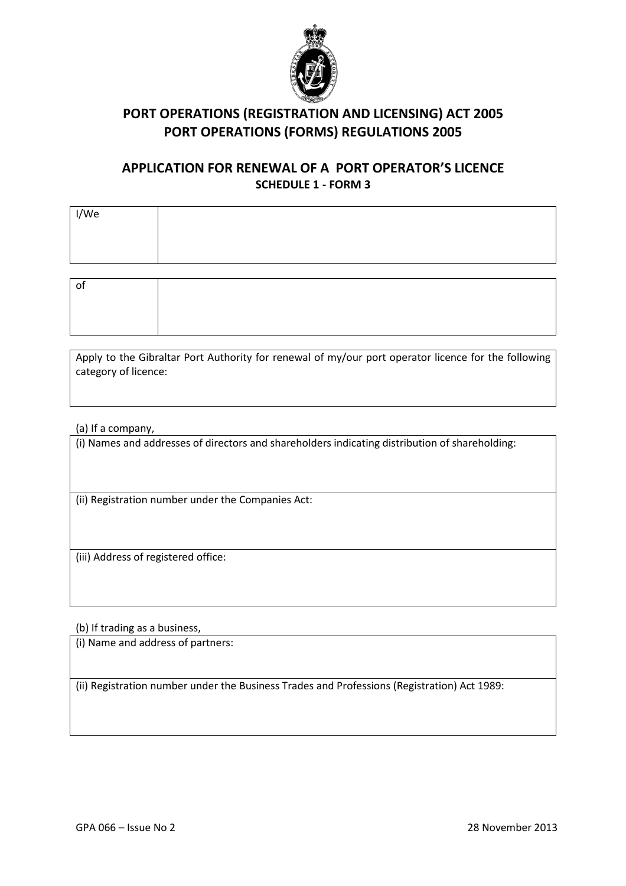# PORT OPERATIONS (REGISTRATION AND LICENSING) ACT 2005
# PORT OPERATIONS (FORMS) REGULATIONS 2005

## APPLICATION FOR RENEWAL OF A PORT OPERATOR'S LICENCE

**SCHEDULE 1 - FORM 3**

| I/We | |
|---|---|

| of | |
|---|---|

Apply to the Gibraltar Port Authority for renewal of my/our port operator licence for the following category of licence:

(a) If a company,

(i) Names and addresses of directors and shareholders indicating distribution of shareholding:

(ii) Registration number under the Companies Act:

(iii) Address of registered office:

(b) If trading as a business,

(i) Name and address of partners:

(ii) Registration number under the Business Trades and Professions (Registration) Act 1989:

GPA 066 – Issue No 2 28 November 2013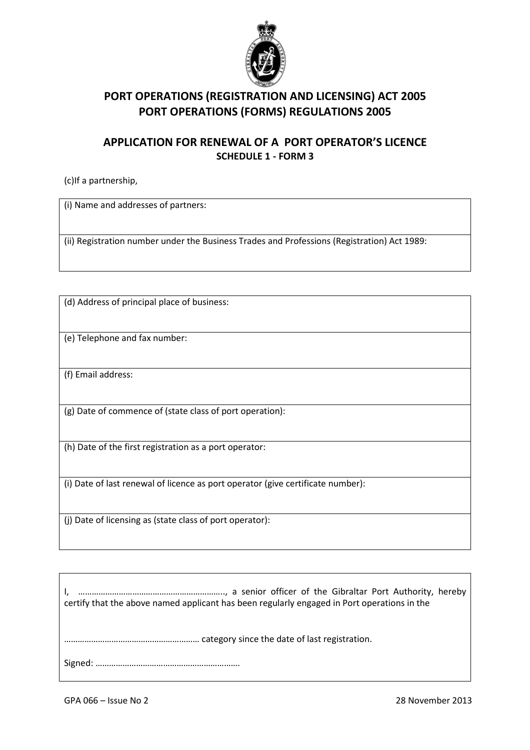# PORT OPERATIONS (REGISTRATION AND LICENSING) ACT 2005
# PORT OPERATIONS (FORMS) REGULATIONS 2005

## APPLICATION FOR RENEWAL OF A PORT OPERATOR'S LICENCE
### SCHEDULE 1 - FORM 3

(c)If a partnership,

| (i) Name and addresses of partners: |
|---|
| (ii) Registration number under the Business Trades and Professions (Registration) Act 1989: |

| (d) Address of principal place of business: |
|---|
| (e) Telephone and fax number: |
| (f) Email address: |
| (g) Date of commence of (state class of port operation): |
| (h) Date of the first registration as a port operator: |
| (i) Date of last renewal of licence as port operator (give certificate number): |
| (j) Date of licensing as (state class of port operator): |

I, ………………………………………………………., a senior officer of the Gibraltar Port Authority, hereby certify that the above named applicant has been regularly engaged in Port operations in the

…………………………………………………. category since the date of last registration.

Signed: …………………………………………………….

GPA 066 – Issue No 2 28 November 2013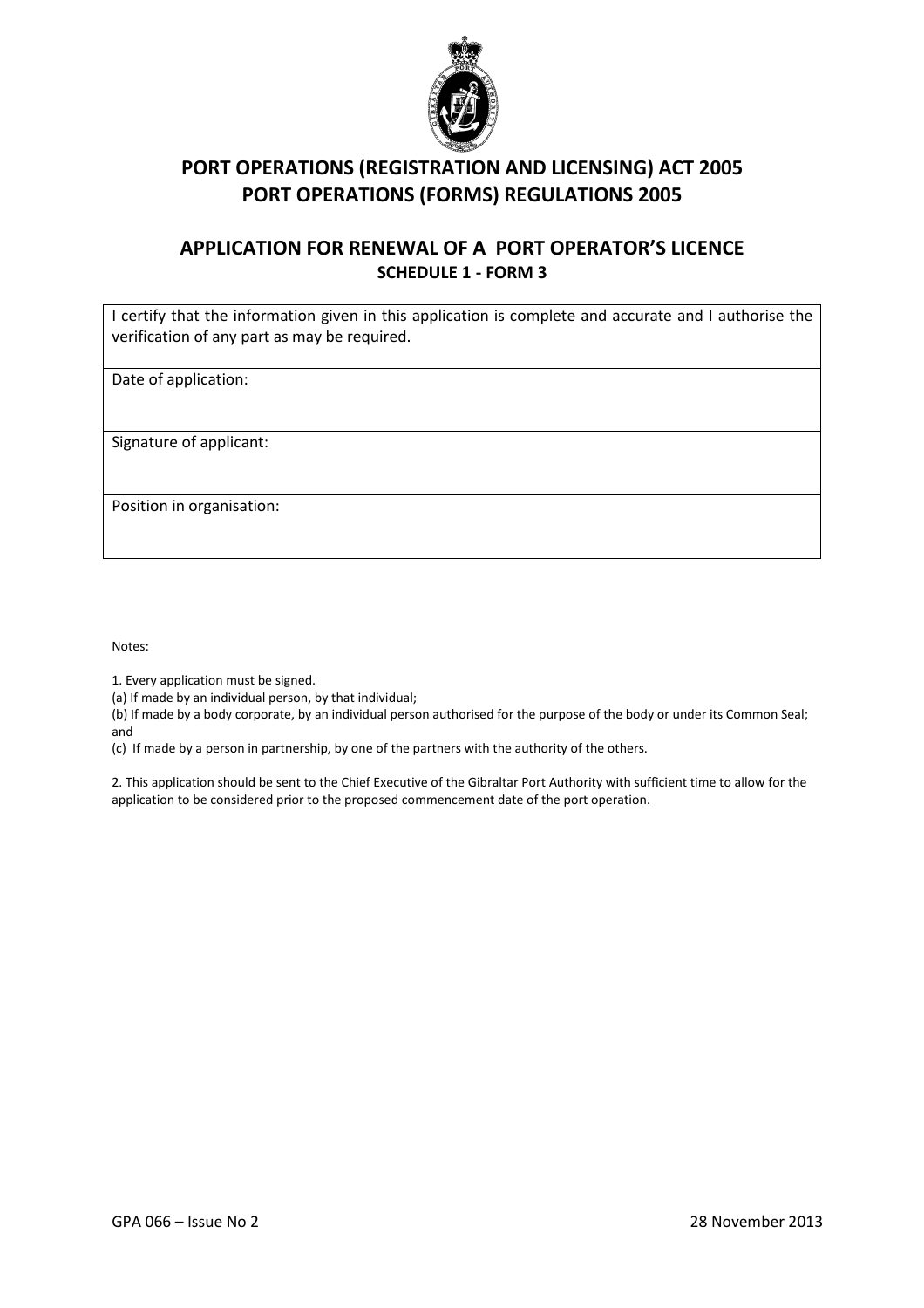# PORT OPERATIONS (REGISTRATION AND LICENSING) ACT 2005
# PORT OPERATIONS (FORMS) REGULATIONS 2005

## APPLICATION FOR RENEWAL OF A PORT OPERATOR'S LICENCE
**SCHEDULE 1 - FORM 3**

| |
|---|
| I certify that the information given in this application is complete and accurate and I authorise the verification of any part as may be required. |
| Date of application: |
| Signature of applicant: |
| Position in organisation: |

Notes:

1. Every application must be signed.
(a) If made by an individual person, by that individual;
(b) If made by a body corporate, by an individual person authorised for the purpose of the body or under its Common Seal; and
(c) If made by a person in partnership, by one of the partners with the authority of the others.

2. This application should be sent to the Chief Executive of the Gibraltar Port Authority with sufficient time to allow for the application to be considered prior to the proposed commencement date of the port operation.

GPA 066 – Issue No 2 28 November 2013